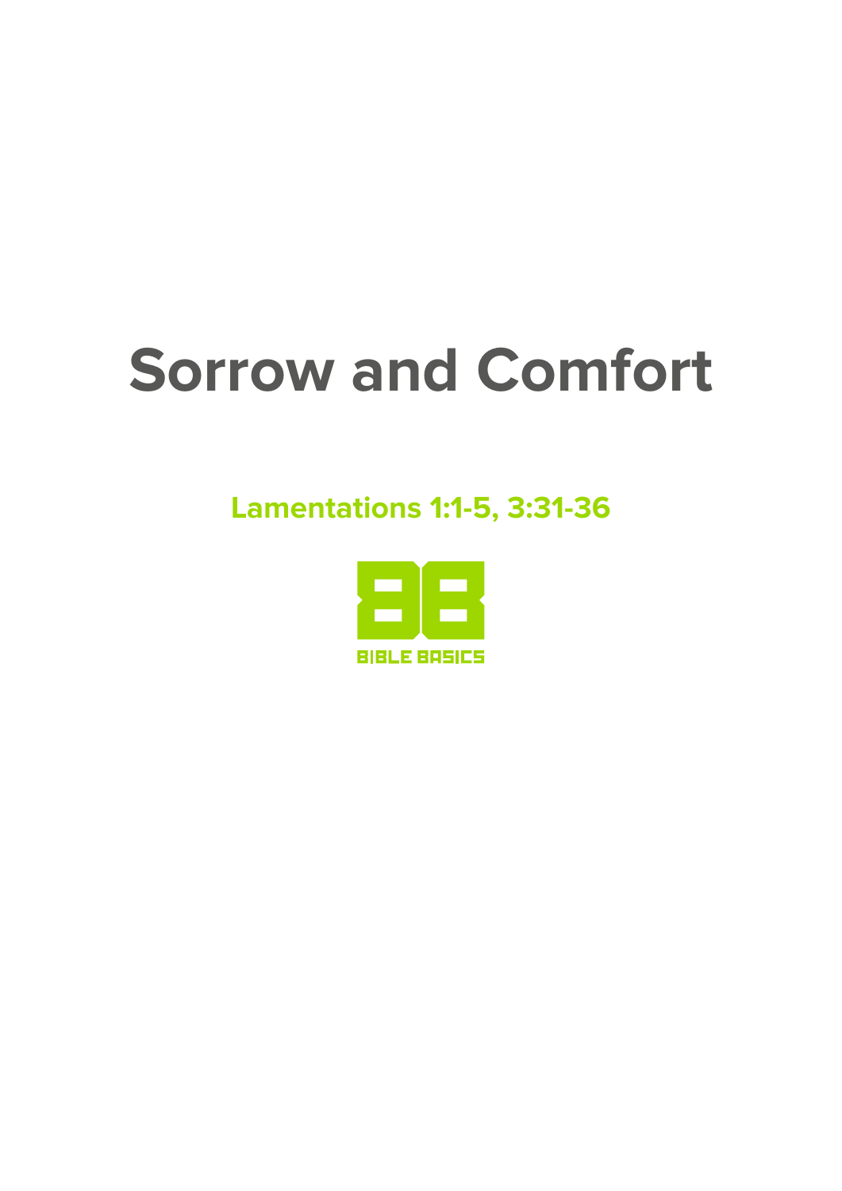# Sorrow and Comfort

## Lamentations 1:1-5, 3:31-36

BIBLE BASICS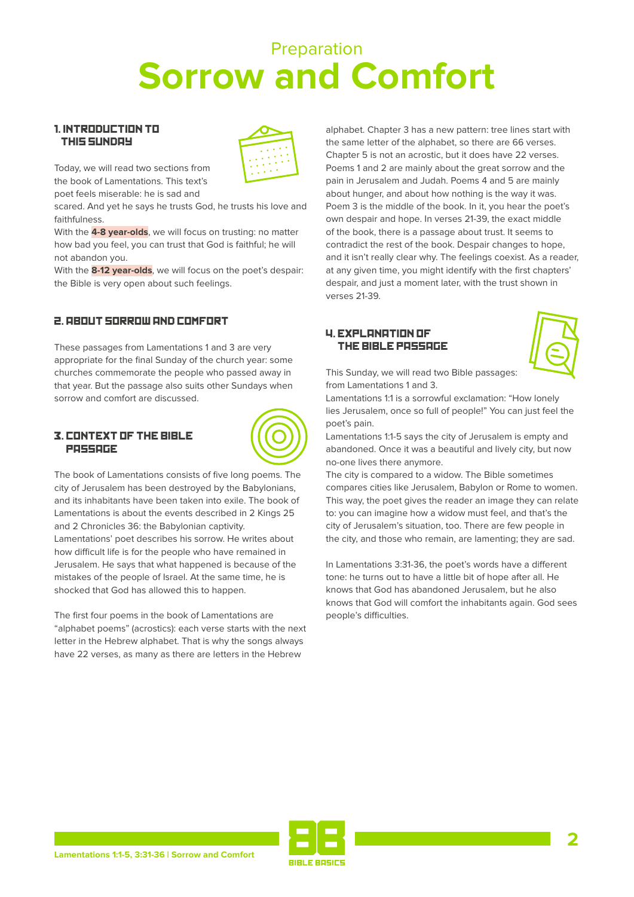Preparation

# Sorrow and Comfort

## 1. Introduction to this Sunday

Today, we will read two sections from the book of Lamentations. This text's poet feels miserable: he is sad and scared. And yet he says he trusts God, he trusts his love and faithfulness.

With the **4-8 year-olds**, we will focus on trusting: no matter how bad you feel, you can trust that God is faithful; he will not abandon you.

With the **8-12 year-olds**, we will focus on the poet's despair: the Bible is very open about such feelings.

## 2. About Sorrow and Comfort

These passages from Lamentations 1 and 3 are very appropriate for the final Sunday of the church year: some churches commemorate the people who passed away in that year. But the passage also suits other Sundays when sorrow and comfort are discussed.

## 3. Context of the Bible Passage

The book of Lamentations consists of five long poems. The city of Jerusalem has been destroyed by the Babylonians, and its inhabitants have been taken into exile. The book of Lamentations is about the events described in 2 Kings 25 and 2 Chronicles 36: the Babylonian captivity.

Lamentations' poet describes his sorrow. He writes about how difficult life is for the people who have remained in Jerusalem. He says that what happened is because of the mistakes of the people of Israel. At the same time, he is shocked that God has allowed this to happen.

The first four poems in the book of Lamentations are "alphabet poems" (acrostics): each verse starts with the next letter in the Hebrew alphabet. That is why the songs always have 22 verses, as many as there are letters in the Hebrew alphabet. Chapter 3 has a new pattern: tree lines start with the same letter of the alphabet, so there are 66 verses. Chapter 5 is not an acrostic, but it does have 22 verses. Poems 1 and 2 are mainly about the great sorrow and the pain in Jerusalem and Judah. Poems 4 and 5 are mainly about hunger, and about how nothing is the way it was. Poem 3 is the middle of the book. In it, you hear the poet's own despair and hope. In verses 21-39, the exact middle of the book, there is a passage about trust. It seems to contradict the rest of the book. Despair changes to hope, and it isn't really clear why. The feelings coexist. As a reader, at any given time, you might identify with the first chapters' despair, and just a moment later, with the trust shown in verses 21-39.

## 4. Explanation of the Bible Passage

This Sunday, we will read two Bible passages: from Lamentations 1 and 3.

Lamentations 1:1 is a sorrowful exclamation: "How lonely lies Jerusalem, once so full of people!" You can just feel the poet's pain.

Lamentations 1:1-5 says the city of Jerusalem is empty and abandoned. Once it was a beautiful and lively city, but now no-one lives there anymore.

The city is compared to a widow. The Bible sometimes compares cities like Jerusalem, Babylon or Rome to women. This way, the poet gives the reader an image they can relate to: you can imagine how a widow must feel, and that's the city of Jerusalem's situation, too. There are few people in the city, and those who remain, are lamenting; they are sad.

In Lamentations 3:31-36, the poet's words have a different tone: he turns out to have a little bit of hope after all. He knows that God has abandoned Jerusalem, but he also knows that God will comfort the inhabitants again. God sees people's difficulties.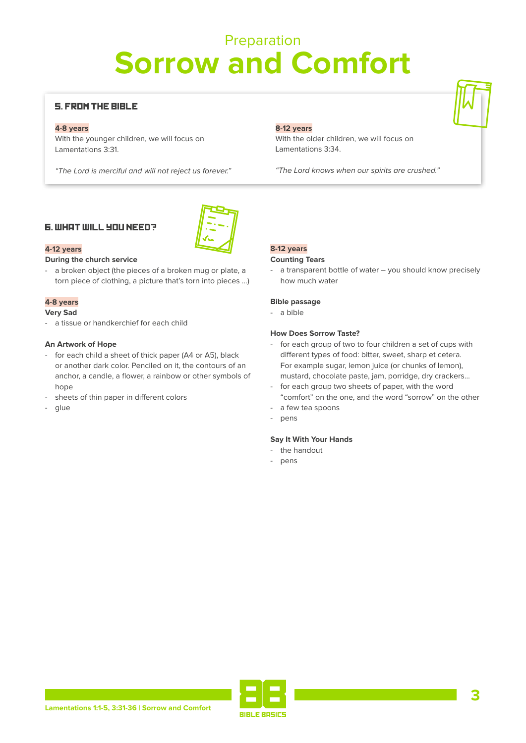Preparation

# Sorrow and Comfort

## 5. From the Bible

**4-8 years**
With the younger children, we will focus on Lamentations 3:31.

*"The Lord is merciful and will not reject us forever."*

**8-12 years**
With the older children, we will focus on Lamentations 3:34.

*"The Lord knows when our spirits are crushed."*

## 6. What will you need?

**4-12 years**

**During the church service**

- a broken object (the pieces of a broken mug or plate, a torn piece of clothing, a picture that's torn into pieces ...)

**4-8 years**

**Very Sad**

- a tissue or handkerchief for each child

**An Artwork of Hope**

- for each child a sheet of thick paper (A4 or A5), black or another dark color. Penciled on it, the contours of an anchor, a candle, a flower, a rainbow or other symbols of hope
- sheets of thin paper in different colors
- glue

**8-12 years**

**Counting Tears**

- a transparent bottle of water – you should know precisely how much water

**Bible passage**

- a bible

**How Does Sorrow Taste?**

- for each group of two to four children a set of cups with different types of food: bitter, sweet, sharp et cetera. For example sugar, lemon juice (or chunks of lemon), mustard, chocolate paste, jam, porridge, dry crackers...
- for each group two sheets of paper, with the word "comfort" on the one, and the word "sorrow" on the other
- a few tea spoons
- pens

**Say It With Your Hands**

- the handout
- pens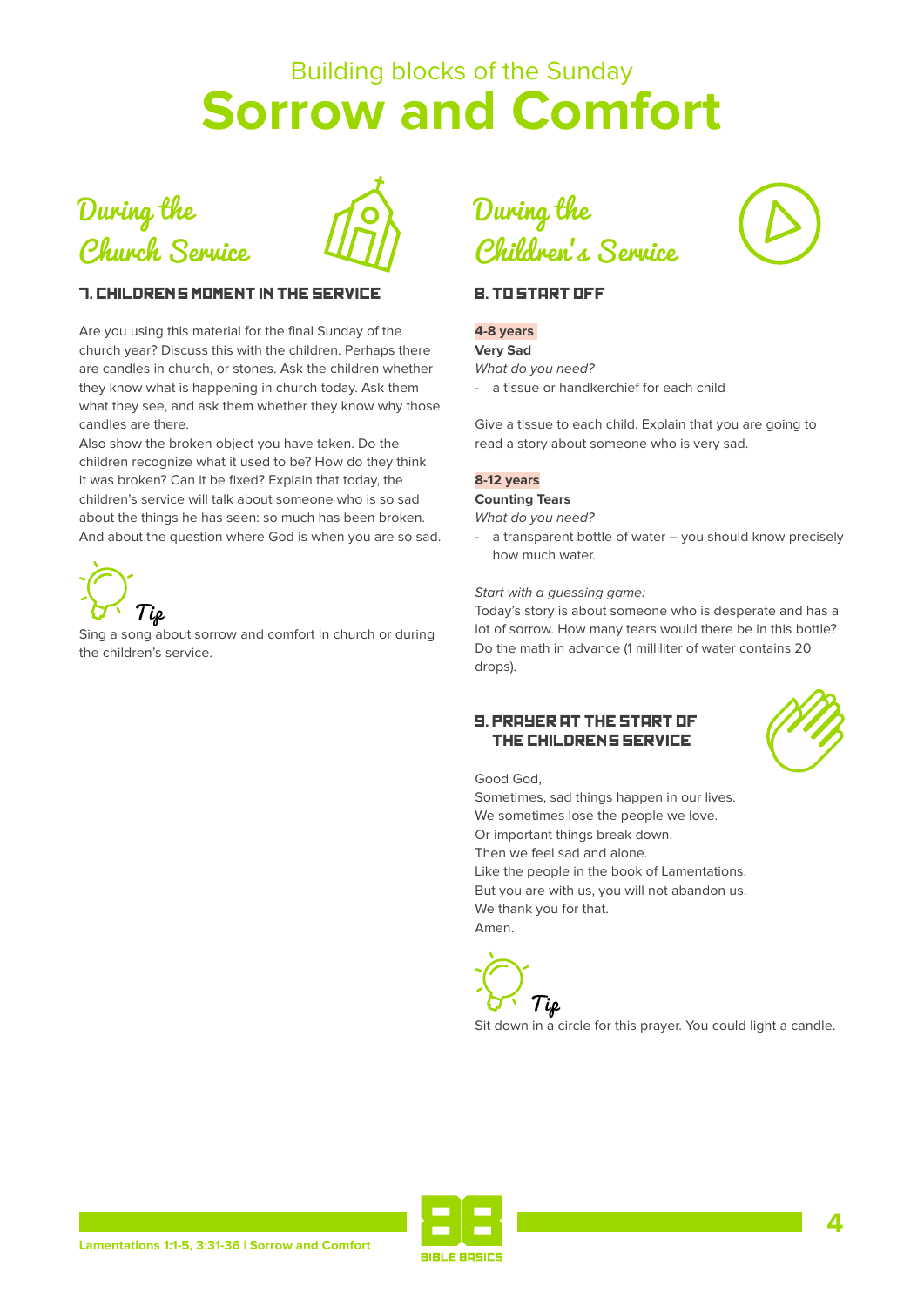Building blocks of the Sunday

# Sorrow and Comfort

## During the Church Service

### 7. CHILDRENS MOMENT IN THE SERVICE

Are you using this material for the final Sunday of the church year? Discuss this with the children. Perhaps there are candles in church, or stones. Ask the children whether they know what is happening in church today. Ask them what they see, and ask them whether they know why those candles are there.

Also show the broken object you have taken. Do the children recognize what it used to be? How do they think it was broken? Can it be fixed? Explain that today, the children's service will talk about someone who is so sad about the things he has seen: so much has been broken. And about the question where God is when you are so sad.

*Tip*

Sing a song about sorrow and comfort in church or during the children's service.

## During the Children's Service

### 8. TO START OFF

**4-8 years**

**Very Sad**

*What do you need?*

- a tissue or handkerchief for each child

Give a tissue to each child. Explain that you are going to read a story about someone who is very sad.

**8-12 years**

**Counting Tears**

*What do you need?*

- a transparent bottle of water – you should know precisely how much water.

*Start with a guessing game:*

Today's story is about someone who is desperate and has a lot of sorrow. How many tears would there be in this bottle? Do the math in advance (1 milliliter of water contains 20 drops).

### 9. PRAYER AT THE START OF THE CHILDRENS SERVICE

Good God,
Sometimes, sad things happen in our lives.
We sometimes lose the people we love.
Or important things break down.
Then we feel sad and alone.
Like the people in the book of Lamentations.
But you are with us, you will not abandon us.
We thank you for that.
Amen.

*Tip*

Sit down in a circle for this prayer. You could light a candle.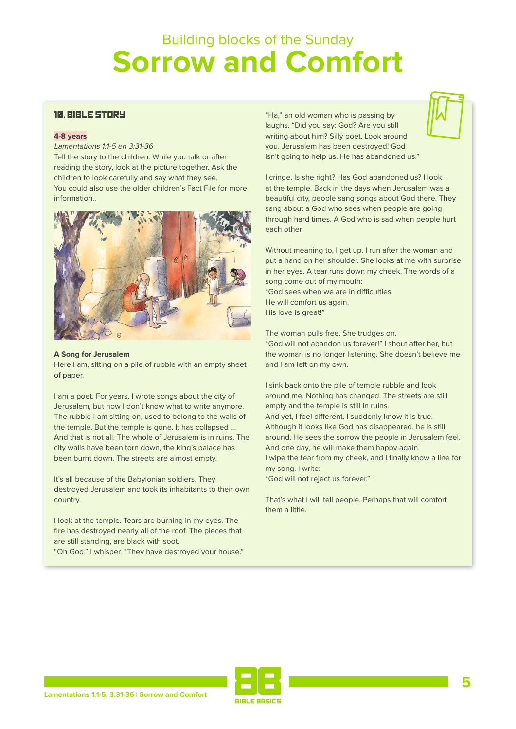Building blocks of the Sunday

# Sorrow and Comfort

## 10. BIBLE STORY

**4-8 years**

*Lamentations 1:1-5 en 3:31-36*

Tell the story to the children. While you talk or after reading the story, look at the picture together. Ask the children to look carefully and say what they see.
You could also use the older children's Fact File for more information..

**A Song for Jerusalem**

Here I am, sitting on a pile of rubble with an empty sheet of paper.

I am a poet. For years, I wrote songs about the city of Jerusalem, but now I don't know what to write anymore. The rubble I am sitting on, used to belong to the walls of the temple. But the temple is gone. It has collapsed ... And that is not all. The whole of Jerusalem is in ruins. The city walls have been torn down, the king's palace has been burnt down. The streets are almost empty.

It's all because of the Babylonian soldiers. They destroyed Jerusalem and took its inhabitants to their own country.

I look at the temple. Tears are burning in my eyes. The fire has destroyed nearly all of the roof. The pieces that are still standing, are black with soot.
"Oh God," I whisper. "They have destroyed your house."

"Ha," an old woman who is passing by laughs. "Did you say: God? Are you still writing about him? Silly poet. Look around you. Jerusalem has been destroyed! God isn't going to help us. He has abandoned us."

I cringe. Is she right? Has God abandoned us? I look at the temple. Back in the days when Jerusalem was a beautiful city, people sang songs about God there. They sang about a God who sees when people are going through hard times. A God who is sad when people hurt each other.

Without meaning to, I get up. I run after the woman and put a hand on her shoulder. She looks at me with surprise in her eyes. A tear runs down my cheek. The words of a song come out of my mouth:
"God sees when we are in difficulties.
He will comfort us again.
His love is great!"

The woman pulls free. She trudges on.
"God will not abandon us forever!" I shout after her, but the woman is no longer listening. She doesn't believe me and I am left on my own.

I sink back onto the pile of temple rubble and look around me. Nothing has changed. The streets are still empty and the temple is still in ruins.
And yet, I feel different. I suddenly know it is true. Although it looks like God has disappeared, he is still around. He sees the sorrow the people in Jerusalem feel. And one day, he will make them happy again.
I wipe the tear from my cheek, and I finally know a line for my song. I write:
"God will not reject us forever."

That's what I will tell people. Perhaps that will comfort them a little.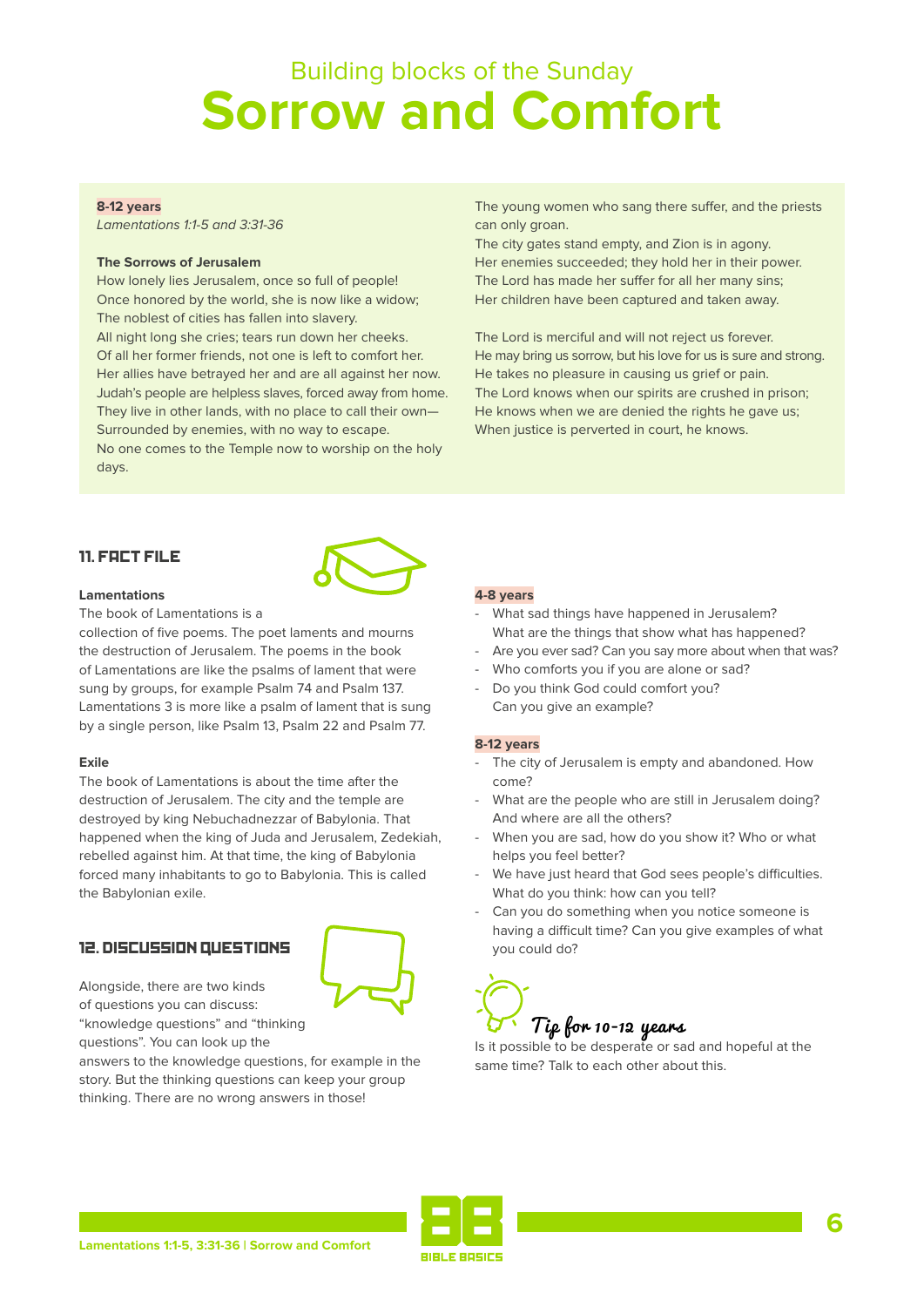Building blocks of the Sunday

# Sorrow and Comfort

**8-12 years**
*Lamentations 1:1-5 and 3:31-36*

**The Sorrows of Jerusalem**
How lonely lies Jerusalem, once so full of people!
Once honored by the world, she is now like a widow;
The noblest of cities has fallen into slavery.
All night long she cries; tears run down her cheeks.
Of all her former friends, not one is left to comfort her.
Her allies have betrayed her and are all against her now.
Judah's people are helpless slaves, forced away from home.
They live in other lands, with no place to call their own—
Surrounded by enemies, with no way to escape.
No one comes to the Temple now to worship on the holy days.
The young women who sang there suffer, and the priests can only groan.
The city gates stand empty, and Zion is in agony.
Her enemies succeeded; they hold her in their power.
The Lord has made her suffer for all her many sins;
Her children have been captured and taken away.

The Lord is merciful and will not reject us forever.
He may bring us sorrow, but his love for us is sure and strong.
He takes no pleasure in causing us grief or pain.
The Lord knows when our spirits are crushed in prison;
He knows when we are denied the rights he gave us;
When justice is perverted in court, he knows.

## 11. FACT FILE

**Lamentations**
The book of Lamentations is a collection of five poems. The poet laments and mourns the destruction of Jerusalem. The poems in the book of Lamentations are like the psalms of lament that were sung by groups, for example Psalm 74 and Psalm 137. Lamentations 3 is more like a psalm of lament that is sung by a single person, like Psalm 13, Psalm 22 and Psalm 77.

**Exile**
The book of Lamentations is about the time after the destruction of Jerusalem. The city and the temple are destroyed by king Nebuchadnezzar of Babylonia. That happened when the king of Juda and Jerusalem, Zedekiah, rebelled against him. At that time, the king of Babylonia forced many inhabitants to go to Babylonia. This is called the Babylonian exile.

## 12. DISCUSSION QUESTIONS

Alongside, there are two kinds of questions you can discuss: "knowledge questions" and "thinking questions". You can look up the answers to the knowledge questions, for example in the story. But the thinking questions can keep your group thinking. There are no wrong answers in those!

**4-8 years**
- What sad things have happened in Jerusalem? What are the things that show what has happened?
- Are you ever sad? Can you say more about when that was?
- Who comforts you if you are alone or sad?
- Do you think God could comfort you? Can you give an example?

**8-12 years**
- The city of Jerusalem is empty and abandoned. How come?
- What are the people who are still in Jerusalem doing? And where are all the others?
- When you are sad, how do you show it? Who or what helps you feel better?
- We have just heard that God sees people's difficulties. What do you think: how can you tell?
- Can you do something when you notice someone is having a difficult time? Can you give examples of what you could do?

**Tip for 10-12 years**
Is it possible to be desperate or sad and hopeful at the same time? Talk to each other about this.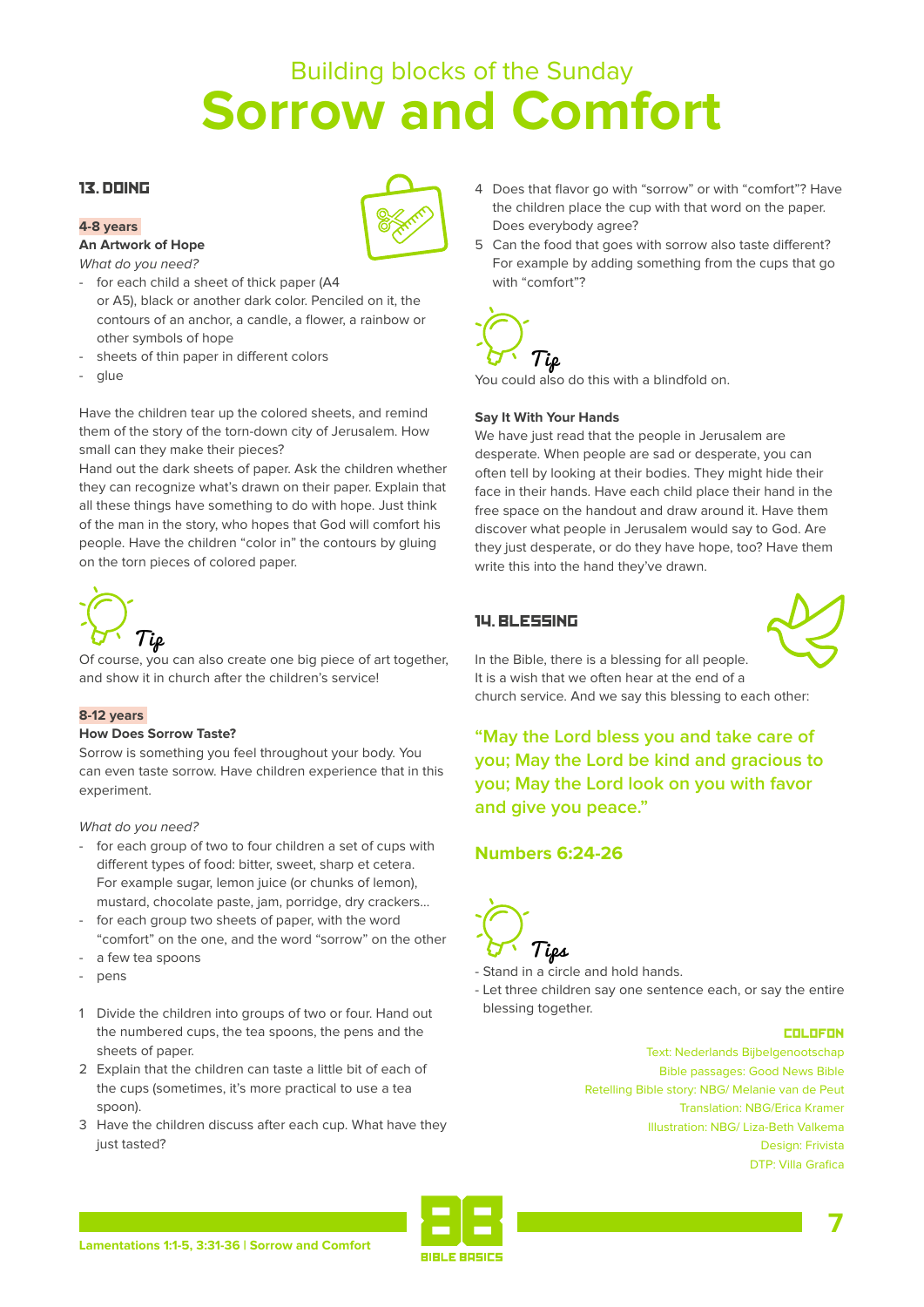Building blocks of the Sunday

# Sorrow and Comfort

## 13. DOING

**4-8 years**

### An Artwork of Hope

*What do you need?*

- for each child a sheet of thick paper (A4 or A5), black or another dark color. Penciled on it, the contours of an anchor, a candle, a flower, a rainbow or other symbols of hope
- sheets of thin paper in different colors
- glue

Have the children tear up the colored sheets, and remind them of the story of the torn-down city of Jerusalem. How small can they make their pieces?
Hand out the dark sheets of paper. Ask the children whether they can recognize what's drawn on their paper. Explain that all these things have something to do with hope. Just think of the man in the story, who hopes that God will comfort his people. Have the children "color in" the contours by gluing on the torn pieces of colored paper.

*Tip*

Of course, you can also create one big piece of art together, and show it in church after the children's service!

**8-12 years**

### How Does Sorrow Taste?

Sorrow is something you feel throughout your body. You can even taste sorrow. Have children experience that in this experiment.

*What do you need?*

- for each group of two to four children a set of cups with different types of food: bitter, sweet, sharp et cetera. For example sugar, lemon juice (or chunks of lemon), mustard, chocolate paste, jam, porridge, dry crackers...
- for each group two sheets of paper, with the word "comfort" on the one, and the word "sorrow" on the other
- a few tea spoons
- pens

1. Divide the children into groups of two or four. Hand out the numbered cups, the tea spoons, the pens and the sheets of paper.
2. Explain that the children can taste a little bit of each of the cups (sometimes, it's more practical to use a tea spoon).
3. Have the children discuss after each cup. What have they just tasted?
4. Does that flavor go with "sorrow" or with "comfort"? Have the children place the cup with that word on the paper. Does everybody agree?
5. Can the food that goes with sorrow also taste different? For example by adding something from the cups that go with "comfort"?

*Tip*

You could also do this with a blindfold on.

### Say It With Your Hands

We have just read that the people in Jerusalem are desperate. When people are sad or desperate, you can often tell by looking at their bodies. They might hide their face in their hands. Have each child place their hand in the free space on the handout and draw around it. Have them discover what people in Jerusalem would say to God. Are they just desperate, or do they have hope, too? Have them write this into the hand they've drawn.

## 14. BLESSING

In the Bible, there is a blessing for all people. It is a wish that we often hear at the end of a church service. And we say this blessing to each other:

**"May the Lord bless you and take care of you; May the Lord be kind and gracious to you; May the Lord look on you with favor and give you peace."**

**Numbers 6:24-26**

*Tips*

- Stand in a circle and hold hands.
- Let three children say one sentence each, or say the entire blessing together.

**COLOFON**

Text: Nederlands Bijbelgenootschap
Bible passages: Good News Bible
Retelling Bible story: NBG/ Melanie van de Peut
Translation: NBG/Erica Kramer
Illustration: NBG/ Liza-Beth Valkema
Design: Frivista
DTP: Villa Grafica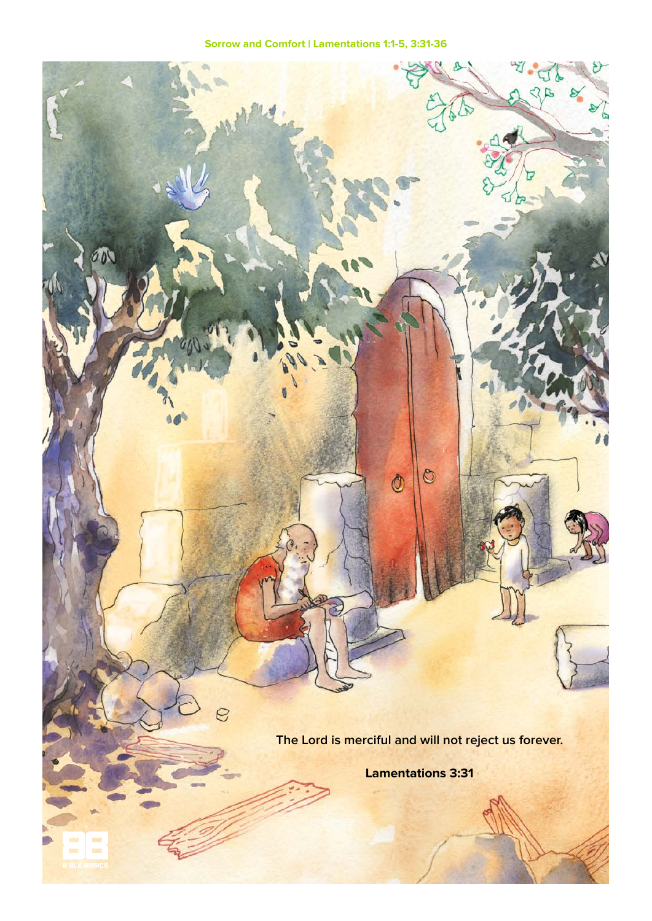Sorrow and Comfort | Lamentations 1:1-5, 3:31-36

The Lord is merciful and will not reject us forever.

**Lamentations 3:31**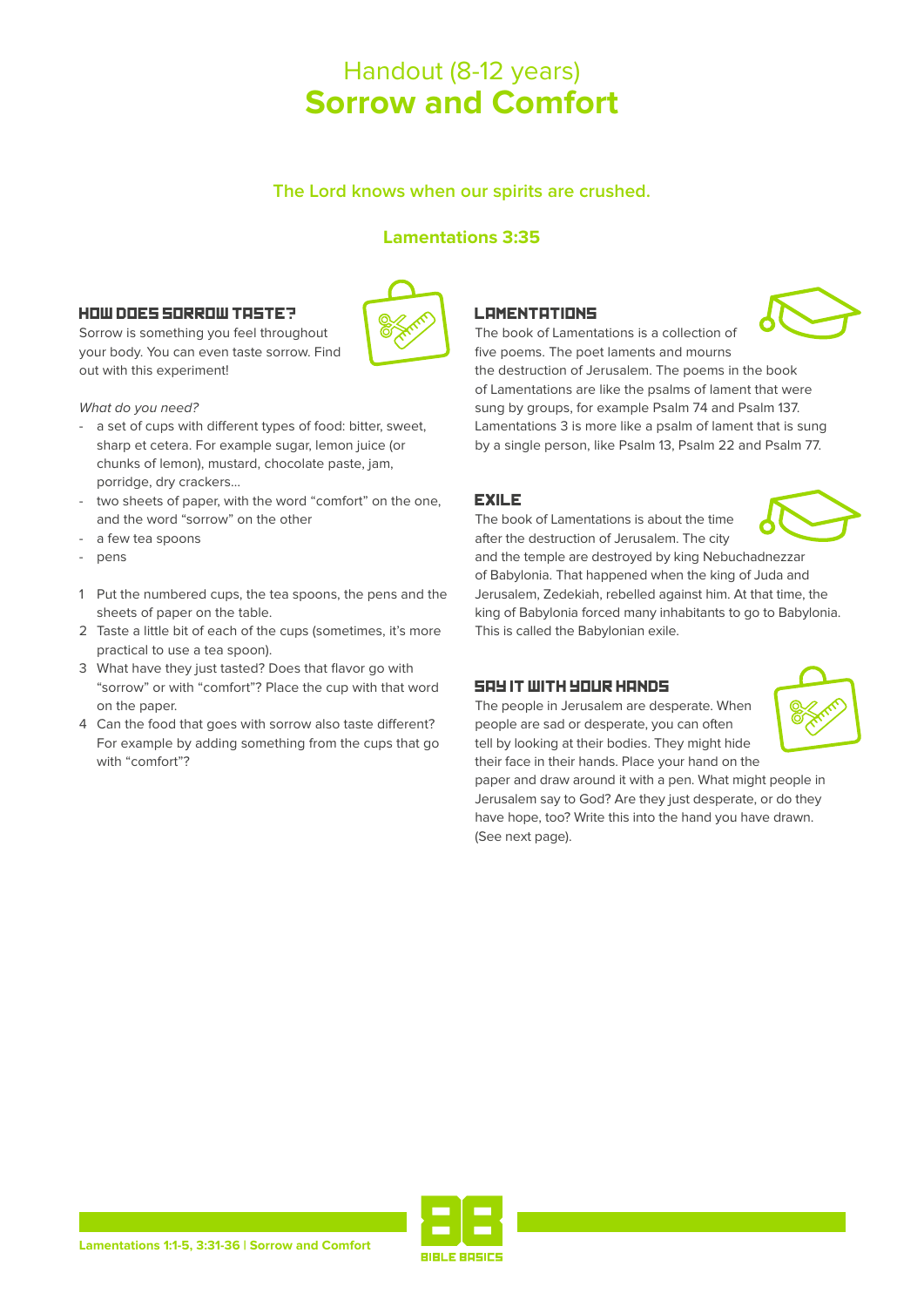# Handout (8-12 years)
# Sorrow and Comfort

**The Lord knows when our spirits are crushed.**

**Lamentations 3:35**

### HOW DOES SORROW TASTE?

Sorrow is something you feel throughout your body. You can even taste sorrow. Find out with this experiment!

*What do you need?*

- a set of cups with different types of food: bitter, sweet, sharp et cetera. For example sugar, lemon juice (or chunks of lemon), mustard, chocolate paste, jam, porridge, dry crackers...
- two sheets of paper, with the word “comfort” on the one, and the word “sorrow” on the other
- a few tea spoons
- pens

1. Put the numbered cups, the tea spoons, the pens and the sheets of paper on the table.
2. Taste a little bit of each of the cups (sometimes, it’s more practical to use a tea spoon).
3. What have they just tasted? Does that flavor go with “sorrow” or with “comfort”? Place the cup with that word on the paper.
4. Can the food that goes with sorrow also taste different? For example by adding something from the cups that go with “comfort”?

### LAMENTATIONS

The book of Lamentations is a collection of five poems. The poet laments and mourns the destruction of Jerusalem. The poems in the book of Lamentations are like the psalms of lament that were sung by groups, for example Psalm 74 and Psalm 137. Lamentations 3 is more like a psalm of lament that is sung by a single person, like Psalm 13, Psalm 22 and Psalm 77.

### EXILE

The book of Lamentations is about the time after the destruction of Jerusalem. The city and the temple are destroyed by king Nebuchadnezzar of Babylonia. That happened when the king of Juda and Jerusalem, Zedekiah, rebelled against him. At that time, the king of Babylonia forced many inhabitants to go to Babylonia. This is called the Babylonian exile.

### SAY IT WITH YOUR HANDS

The people in Jerusalem are desperate. When people are sad or desperate, you can often tell by looking at their bodies. They might hide their face in their hands. Place your hand on the paper and draw around it with a pen. What might people in Jerusalem say to God? Are they just desperate, or do they have hope, too? Write this into the hand you have drawn. (See next page).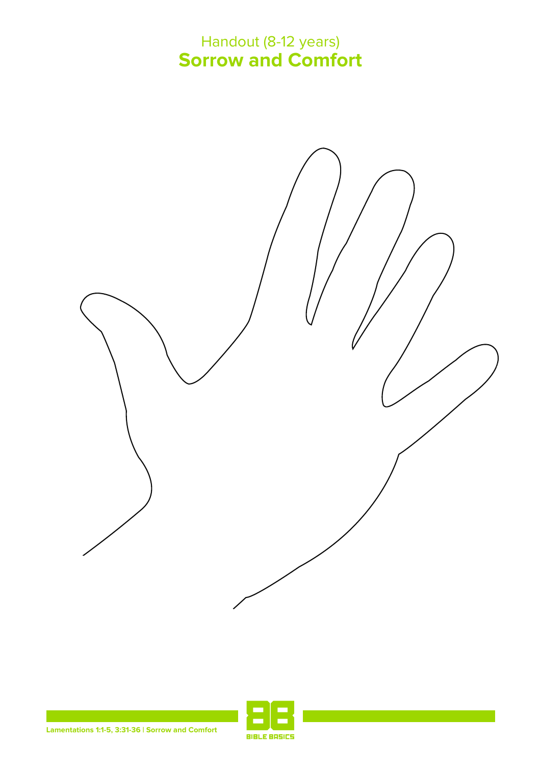Handout (8-12 years)

# Sorrow and Comfort